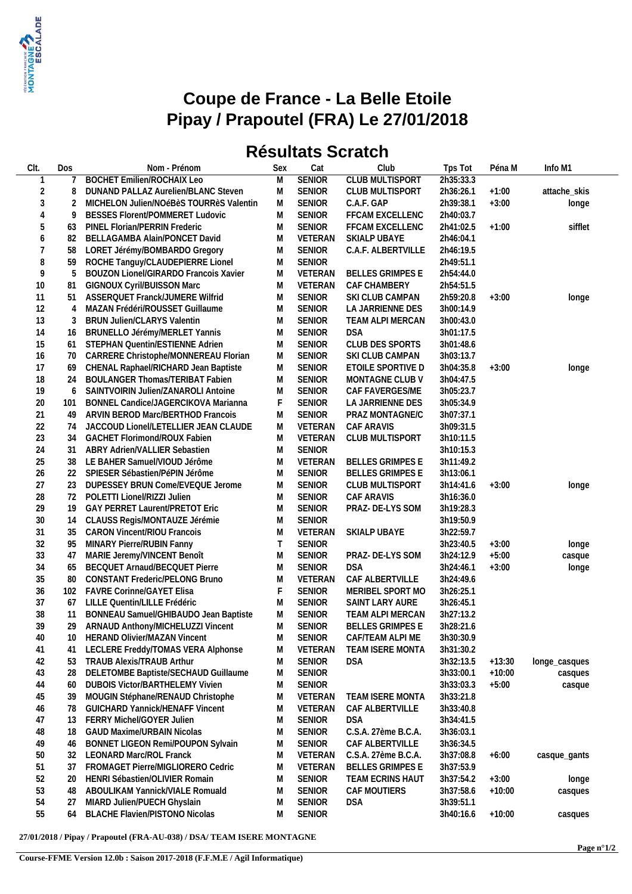# Coupe de France - La Belle Etoile
# Pipay / Prapoutel (FRA) Le 27/01/2018

## Résultats Scratch

| Clt. | Dos | Nom - Prénom | Sex | Cat | Club | Tps Tot | Péna M | Info M1 |
|---|---|---|---|---|---|---|---|---|
| 1 | 7 | BOCHET Emilien/ROCHAIX Leo | M | SENIOR | CLUB MULTISPORT | 2h35:33.3 | | |
| 2 | 8 | DUNAND PALLAZ Aurelien/BLANC Steven | M | SENIOR | CLUB MULTISPORT | 2h36:26.1 | +1:00 | attache_skis |
| 3 | 2 | MICHELON Julien/NOéBèS TOURRèS Valentin | M | SENIOR | C.A.F. GAP | 2h39:38.1 | +3:00 | longe |
| 4 | 9 | BESSES Florent/POMMERET Ludovic | M | SENIOR | FFCAM EXCELLENC | 2h40:03.7 | | |
| 5 | 63 | PINEL Florian/PERRIN Frederic | M | SENIOR | FFCAM EXCELLENC | 2h41:02.5 | +1:00 | sifflet |
| 6 | 82 | BELLAGAMBA Alain/PONCET David | M | VETERAN | SKIALP UBAYE | 2h46:04.1 | | |
| 7 | 58 | LORET Jérémy/BOMBARDO Gregory | M | SENIOR | C.A.F. ALBERTVILLE | 2h46:19.5 | | |
| 8 | 59 | ROCHE Tanguy/CLAUDEPIERRE Lionel | M | SENIOR | | 2h49:51.1 | | |
| 9 | 5 | BOUZON Lionel/GIRARDO Francois Xavier | M | VETERAN | BELLES GRIMPES E | 2h54:44.0 | | |
| 10 | 81 | GIGNOUX Cyril/BUISSON Marc | M | VETERAN | CAF CHAMBERY | 2h54:51.5 | | |
| 11 | 51 | ASSERQUET Franck/JUMERE Wilfrid | M | SENIOR | SKI CLUB CAMPAN | 2h59:20.8 | +3:00 | longe |
| 12 | 4 | MAZAN Frédéri/ROUSSET Guillaume | M | SENIOR | LA JARRIENNE DES | 3h00:14.9 | | |
| 13 | 3 | BRUN Julien/CLARYS Valentin | M | SENIOR | TEAM ALPI MERCAN | 3h00:43.0 | | |
| 14 | 16 | BRUNELLO Jérémy/MERLET Yannis | M | SENIOR | DSA | 3h01:17.5 | | |
| 15 | 61 | STEPHAN Quentin/ESTIENNE Adrien | M | SENIOR | CLUB DES SPORTS | 3h01:48.6 | | |
| 16 | 70 | CARRERE Christophe/MONNEREAU Florian | M | SENIOR | SKI CLUB CAMPAN | 3h03:13.7 | | |
| 17 | 69 | CHENAL Raphael/RICHARD Jean Baptiste | M | SENIOR | ETOILE SPORTIVE D | 3h04:35.8 | +3:00 | longe |
| 18 | 24 | BOULANGER Thomas/TERIBAT Fabien | M | SENIOR | MONTAGNE CLUB V | 3h04:47.5 | | |
| 19 | 6 | SAINTVOIRIN Julien/ZANAROLI Antoine | M | SENIOR | CAF FAVERGES/ME | 3h05:23.7 | | |
| 20 | 101 | BONNEL Candice/JAGERCIKOVA Marianna | F | SENIOR | LA JARRIENNE DES | 3h05:34.9 | | |
| 21 | 49 | ARVIN BEROD Marc/BERTHOD Francois | M | SENIOR | PRAZ MONTAGNE/C | 3h07:37.1 | | |
| 22 | 74 | JACCOUD Lionel/LETELLIER JEAN CLAUDE | M | VETERAN | CAF ARAVIS | 3h09:31.5 | | |
| 23 | 34 | GACHET Florimond/ROUX Fabien | M | VETERAN | CLUB MULTISPORT | 3h10:11.5 | | |
| 24 | 31 | ABRY Adrien/VALLIER Sebastien | M | SENIOR | | 3h10:15.3 | | |
| 25 | 38 | LE BAHER Samuel/VIOUD Jérôme | M | VETERAN | BELLES GRIMPES E | 3h11:49.2 | | |
| 26 | 22 | SPIESER Sébastien/PéPIN Jérôme | M | SENIOR | BELLES GRIMPES E | 3h13:06.1 | | |
| 27 | 23 | DUPESSEY BRUN Come/EVEQUE Jerome | M | SENIOR | CLUB MULTISPORT | 3h14:41.6 | +3:00 | longe |
| 28 | 72 | POLETTI Lionel/RIZZI Julien | M | SENIOR | CAF ARAVIS | 3h16:36.0 | | |
| 29 | 19 | GAY PERRET Laurent/PRETOT Eric | M | SENIOR | PRAZ- DE-LYS SOM | 3h19:28.3 | | |
| 30 | 14 | CLAUSS Regis/MONTAUZE Jérémie | M | SENIOR | | 3h19:50.9 | | |
| 31 | 35 | CARON Vincent/RIOU Francois | M | VETERAN | SKIALP UBAYE | 3h22:59.7 | | |
| 32 | 95 | MINARY Pierre/RUBIN Fanny | T | SENIOR | | 3h23:40.5 | +3:00 | longe |
| 33 | 47 | MARIE Jeremy/VINCENT Benoît | M | SENIOR | PRAZ- DE-LYS SOM | 3h24:12.9 | +5:00 | casque |
| 34 | 65 | BECQUET Arnaud/BECQUET Pierre | M | SENIOR | DSA | 3h24:46.1 | +3:00 | longe |
| 35 | 80 | CONSTANT Frederic/PELONG Bruno | M | VETERAN | CAF ALBERTVILLE | 3h24:49.6 | | |
| 36 | 102 | FAVRE Corinne/GAYET Elisa | F | SENIOR | MERIBEL SPORT MO | 3h26:25.1 | | |
| 37 | 67 | LILLE Quentin/LILLE Frédéric | M | SENIOR | SAINT LARY AURE | 3h26:45.1 | | |
| 38 | 11 | BONNEAU Samuel/GHIBAUDO Jean Baptiste | M | SENIOR | TEAM ALPI MERCAN | 3h27:13.2 | | |
| 39 | 29 | ARNAUD Anthony/MICHELUZZI Vincent | M | SENIOR | BELLES GRIMPES E | 3h28:21.6 | | |
| 40 | 10 | HERAND Olivier/MAZAN Vincent | M | SENIOR | CAF/TEAM ALPI ME | 3h30:30.9 | | |
| 41 | 41 | LECLERE Freddy/TOMAS VERA Alphonse | M | VETERAN | TEAM ISERE MONTA | 3h31:30.2 | | |
| 42 | 53 | TRAUB Alexis/TRAUB Arthur | M | SENIOR | DSA | 3h32:13.5 | +13:30 | longe_casques |
| 43 | 28 | DELETOMBE Baptiste/SECHAUD Guillaume | M | SENIOR | | 3h33:00.1 | +10:00 | casques |
| 44 | 60 | DUBOIS Victor/BARTHELEMY Vivien | M | SENIOR | | 3h33:03.3 | +5:00 | casque |
| 45 | 39 | MOUGIN Stéphane/RENAUD Christophe | M | VETERAN | TEAM ISERE MONTA | 3h33:21.8 | | |
| 46 | 78 | GUICHARD Yannick/HENAFF Vincent | M | VETERAN | CAF ALBERTVILLE | 3h33:40.8 | | |
| 47 | 13 | FERRY Michel/GOYER Julien | M | SENIOR | DSA | 3h34:41.5 | | |
| 48 | 18 | GAUD Maxime/URBAIN Nicolas | M | SENIOR | C.S.A. 27ème B.C.A. | 3h36:03.1 | | |
| 49 | 46 | BONNET LIGEON Remi/POUPON Sylvain | M | SENIOR | CAF ALBERTVILLE | 3h36:34.5 | | |
| 50 | 32 | LEONARD Marc/ROL Franck | M | VETERAN | C.S.A. 27ème B.C.A. | 3h37:08.8 | +6:00 | casque_gants |
| 51 | 37 | FROMAGET Pierre/MIGLIORERO Cedric | M | VETERAN | BELLES GRIMPES E | 3h37:53.9 | | |
| 52 | 20 | HENRI Sébastien/OLIVIER Romain | M | SENIOR | TEAM ECRINS HAUT | 3h37:54.2 | +3:00 | longe |
| 53 | 48 | ABOULIKAM Yannick/VIALE Romuald | M | SENIOR | CAF MOUTIERS | 3h37:58.6 | +10:00 | casques |
| 54 | 27 | MIARD Julien/PUECH Ghyslain | M | SENIOR | DSA | 3h39:51.1 | | |
| 55 | 64 | BLACHE Flavien/PISTONO Nicolas | M | SENIOR | | 3h40:16.6 | +10:00 | casques |

**27/01/2018 / Pipay / Prapoutel (FRA-AU-038) / DSA/ TEAM ISERE MONTAGNE**

**Course-FFME Version 12.0b : Saison 2017-2018 (F.F.M.E / Agil Informatique)**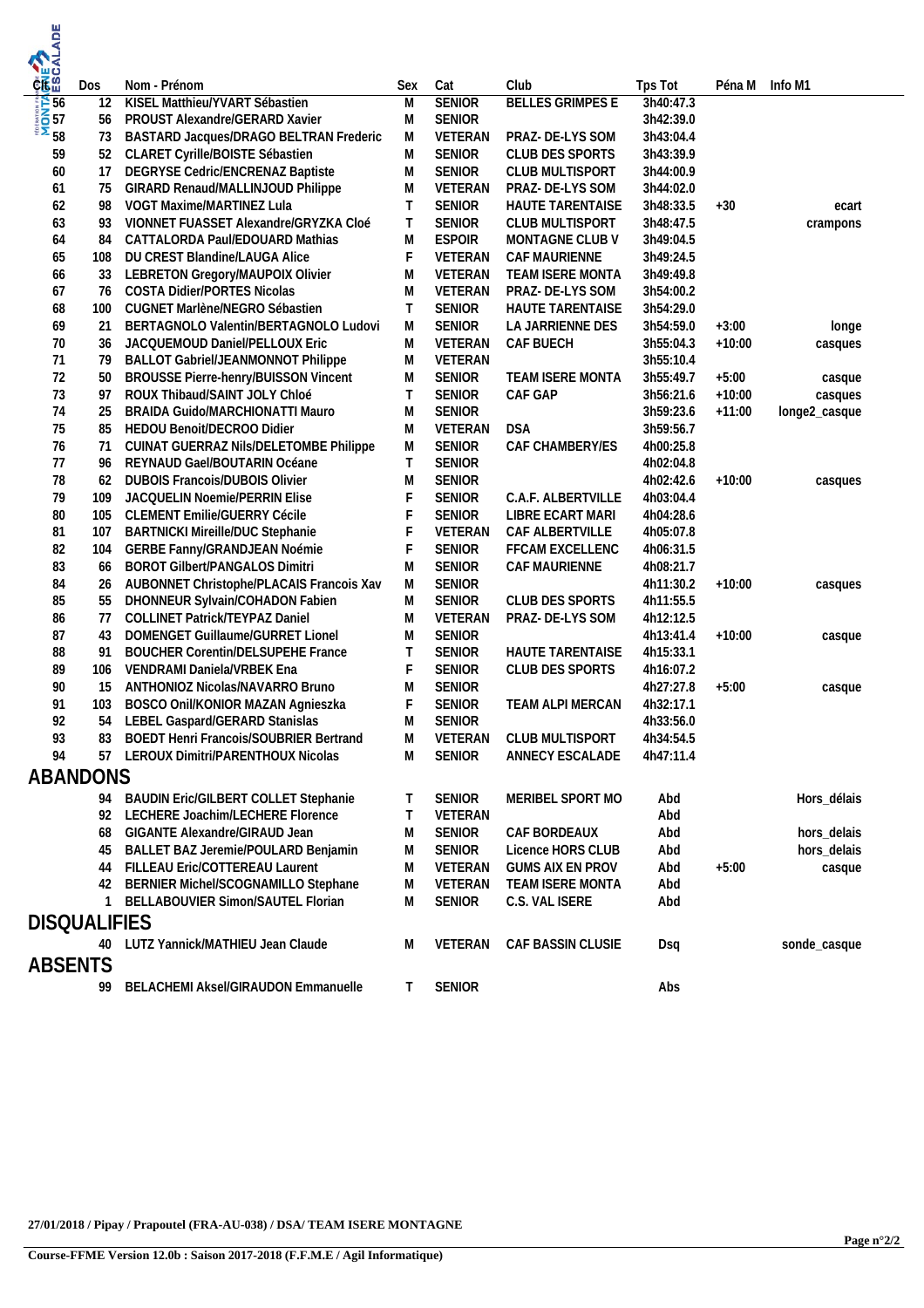| Clt | Dos | Nom - Prénom | Sex | Cat | Club | Tps Tot | Péna M | Info M1 |
|---|---|---|---|---|---|---|---|---|
| 56 | 12 | KISEL Matthieu/YVART Sébastien | M | SENIOR | BELLES GRIMPES E | 3h40:47.3 | | |
| 57 | 56 | PROUST Alexandre/GERARD Xavier | M | SENIOR | | 3h42:39.0 | | |
| 58 | 73 | BASTARD Jacques/DRAGO BELTRAN Frederic | M | VETERAN | PRAZ- DE-LYS SOM | 3h43:04.4 | | |
| 59 | 52 | CLARET Cyrille/BOISTE Sébastien | M | SENIOR | CLUB DES SPORTS | 3h43:39.9 | | |
| 60 | 17 | DEGRYSE Cedric/ENCRENAZ Baptiste | M | SENIOR | CLUB MULTISPORT | 3h44:00.9 | | |
| 61 | 75 | GIRARD Renaud/MALLINJOUD Philippe | M | VETERAN | PRAZ- DE-LYS SOM | 3h44:02.0 | | |
| 62 | 98 | VOGT Maxime/MARTINEZ Lula | T | SENIOR | HAUTE TARENTAISE | 3h48:33.5 | +30 | ecart |
| 63 | 93 | VIONNET FUASSET Alexandre/GRYZKA Cloé | T | SENIOR | CLUB MULTISPORT | 3h48:47.5 | | crampons |
| 64 | 84 | CATTALORDA Paul/EDOUARD Mathias | M | ESPOIR | MONTAGNE CLUB V | 3h49:04.5 | | |
| 65 | 108 | DU CREST Blandine/LAUGA Alice | F | VETERAN | CAF MAURIENNE | 3h49:24.5 | | |
| 66 | 33 | LEBRETON Gregory/MAUPOIX Olivier | M | VETERAN | TEAM ISERE MONTA | 3h49:49.8 | | |
| 67 | 76 | COSTA Didier/PORTES Nicolas | M | VETERAN | PRAZ- DE-LYS SOM | 3h54:00.2 | | |
| 68 | 100 | CUGNET Marlène/NEGRO Sébastien | T | SENIOR | HAUTE TARENTAISE | 3h54:29.0 | | |
| 69 | 21 | BERTAGNOLO Valentin/BERTAGNOLO Ludovi | M | SENIOR | LA JARRIENNE DES | 3h54:59.0 | +3:00 | longe |
| 70 | 36 | JACQUEMOUD Daniel/PELLOUX Eric | M | VETERAN | CAF BUECH | 3h55:04.3 | +10:00 | casques |
| 71 | 79 | BALLOT Gabriel/JEANMONNOT Philippe | M | VETERAN | | 3h55:10.4 | | |
| 72 | 50 | BROUSSE Pierre-henry/BUISSON Vincent | M | SENIOR | TEAM ISERE MONTA | 3h55:49.7 | +5:00 | casque |
| 73 | 97 | ROUX Thibaud/SAINT JOLY Chloé | T | SENIOR | CAF GAP | 3h56:21.6 | +10:00 | casques |
| 74 | 25 | BRAIDA Guido/MARCHIONATTI Mauro | M | SENIOR | | 3h59:23.6 | +11:00 | longe2_casque |
| 75 | 85 | HEDOU Benoit/DECROO Didier | M | VETERAN | DSA | 3h59:56.7 | | |
| 76 | 71 | CUINAT GUERRAZ Nils/DELETOMBE Philippe | M | SENIOR | CAF CHAMBERY/ES | 4h00:25.8 | | |
| 77 | 96 | REYNAUD Gael/BOUTARIN Océane | T | SENIOR | | 4h02:04.8 | | |
| 78 | 62 | DUBOIS Francois/DUBOIS Olivier | M | SENIOR | | 4h02:42.6 | +10:00 | casques |
| 79 | 109 | JACQUELIN Noemie/PERRIN Elise | F | SENIOR | C.A.F. ALBERTVILLE | 4h03:04.4 | | |
| 80 | 105 | CLEMENT Emilie/GUERRY Cécile | F | SENIOR | LIBRE ECART MARI | 4h04:28.6 | | |
| 81 | 107 | BARTNICKI Mireille/DUC Stephanie | F | VETERAN | CAF ALBERTVILLE | 4h05:07.8 | | |
| 82 | 104 | GERBE Fanny/GRANDJEAN Noémie | F | SENIOR | FFCAM EXCELLENC | 4h06:31.5 | | |
| 83 | 66 | BOROT Gilbert/PANGALOS Dimitri | M | SENIOR | CAF MAURIENNE | 4h08:21.7 | | |
| 84 | 26 | AUBONNET Christophe/PLACAIS Francois Xav | M | SENIOR | | 4h11:30.2 | +10:00 | casques |
| 85 | 55 | DHONNEUR Sylvain/COHADON Fabien | M | SENIOR | CLUB DES SPORTS | 4h11:55.5 | | |
| 86 | 77 | COLLINET Patrick/TEYPAZ Daniel | M | VETERAN | PRAZ- DE-LYS SOM | 4h12:12.5 | | |
| 87 | 43 | DOMENGET Guillaume/GURRET Lionel | M | SENIOR | | 4h13:41.4 | +10:00 | casque |
| 88 | 91 | BOUCHER Corentin/DELSUPEHE France | T | SENIOR | HAUTE TARENTAISE | 4h15:33.1 | | |
| 89 | 106 | VENDRAMI Daniela/VRBEK Ena | F | SENIOR | CLUB DES SPORTS | 4h16:07.2 | | |
| 90 | 15 | ANTHONIOZ Nicolas/NAVARRO Bruno | M | SENIOR | | 4h27:27.8 | +5:00 | casque |
| 91 | 103 | BOSCO Onil/KONIOR MAZAN Agnieszka | F | SENIOR | TEAM ALPI MERCAN | 4h32:17.1 | | |
| 92 | 54 | LEBEL Gaspard/GERARD Stanislas | M | SENIOR | | 4h33:56.0 | | |
| 93 | 83 | BOEDT Henri Francois/SOUBRIER Bertrand | M | VETERAN | CLUB MULTISPORT | 4h34:54.5 | | |
| 94 | 57 | LEROUX Dimitri/PARENTHOUX Nicolas | M | SENIOR | ANNECY ESCALADE | 4h47:11.4 | | |

## ABANDONS

| | Dos | Nom - Prénom | Sex | Cat | Club | Tps Tot | Péna M | Info M1 |
|---|---|---|---|---|---|---|---|---|
| | 94 | BAUDIN Eric/GILBERT COLLET Stephanie | T | SENIOR | MERIBEL SPORT MO | Abd | | Hors_délais |
| | 92 | LECHERE Joachim/LECHERE Florence | T | VETERAN | | Abd | | |
| | 68 | GIGANTE Alexandre/GIRAUD Jean | M | SENIOR | CAF BORDEAUX | Abd | | hors_delais |
| | 45 | BALLET BAZ Jeremie/POULARD Benjamin | M | SENIOR | Licence HORS CLUB | Abd | | hors_delais |
| | 44 | FILLEAU Eric/COTTEREAU Laurent | M | VETERAN | GUMS AIX EN PROV | Abd | +5:00 | casque |
| | 42 | BERNIER Michel/SCOGNAMILLO Stephane | M | VETERAN | TEAM ISERE MONTA | Abd | | |
| | 1 | BELLABOUVIER Simon/SAUTEL Florian | M | SENIOR | C.S. VAL ISERE | Abd | | |

## DISQUALIFIES

| | Dos | Nom - Prénom | Sex | Cat | Club | Tps Tot | Péna M | Info M1 |
|---|---|---|---|---|---|---|---|---|
| | 40 | LUTZ Yannick/MATHIEU Jean Claude | M | VETERAN | CAF BASSIN CLUSIE | Dsq | | sonde_casque |

## ABSENTS

| | Dos | Nom - Prénom | Sex | Cat | Club | Tps Tot | Péna M | Info M1 |
|---|---|---|---|---|---|---|---|---|
| | 99 | BELACHEMI Aksel/GIRAUDON Emmanuelle | T | SENIOR | | Abs | | |

**27/01/2018 / Pipay / Prapoutel (FRA-AU-038) / DSA/ TEAM ISERE MONTAGNE**

**Course-FFME Version 12.0b : Saison 2017-2018 (F.F.M.E / Agil Informatique)**